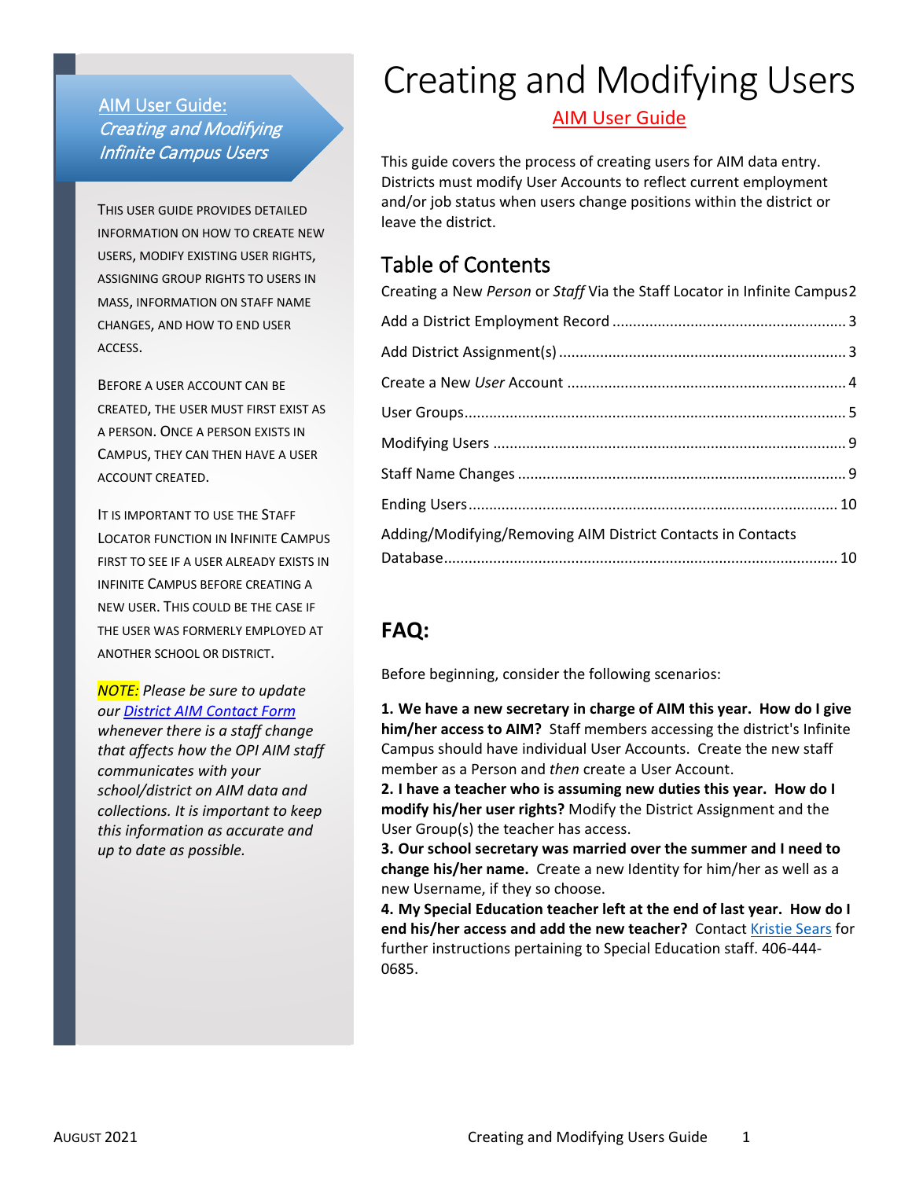# Creating and Modifying Users

AIM User Guide

This guide covers the process of creating users for AIM data entry. Districts must modify User Accounts to reflect current employment and/or job status when users change positions within the district or leave the district.

## Table of Contents

Creating a New *Person* or *Staff* Via the Staff Locator in Infinite Campus 2

Add a District Employment Record ........................................................ 3

Add District Assignment(s) ..................................................................... 3

Create a New *User* Account ................................................................... 4

User Groups ............................................................................................. 5

Modifying Users ....................................................................................... 9

Staff Name Changes ................................................................................ 9

Ending Users ........................................................................................... 10

Adding/Modifying/Removing AIM District Contacts in Contacts Database ................................................................................................... 10

## FAQ:

Before beginning, consider the following scenarios:

**1. We have a new secretary in charge of AIM this year. How do I give him/her access to AIM?** Staff members accessing the district's Infinite Campus should have individual User Accounts. Create the new staff member as a Person and *then* create a User Account.

**2. I have a teacher who is assuming new duties this year. How do I modify his/her user rights?** Modify the District Assignment and the User Group(s) the teacher has access.

**3. Our school secretary was married over the summer and I need to change his/her name.** Create a new Identity for him/her as well as a new Username, if they so choose.

**4. My Special Education teacher left at the end of last year. How do I end his/her access and add the new teacher?** Contact Kristie Sears for further instructions pertaining to Special Education staff. 406-444-0685.

---

## AIM User Guide: *Creating and Modifying Infinite Campus Users*

This user guide provides detailed information on how to create new users, modify existing user rights, assigning group rights to users in mass, information on staff name changes, and how to end user access.

Before a user account can be created, the user must first exist as a person. Once a person exists in Campus, they can then have a user account created.

It is important to use the Staff Locator function in Infinite Campus first to see if a user already exists in Infinite Campus before creating a new user. This could be the case if the user was formerly employed at another school or district.

*NOTE: Please be sure to update our District AIM Contact Form whenever there is a staff change that affects how the OPI AIM staff communicates with your school/district on AIM data and collections. It is important to keep this information as accurate and up to date as possible.*

August 2021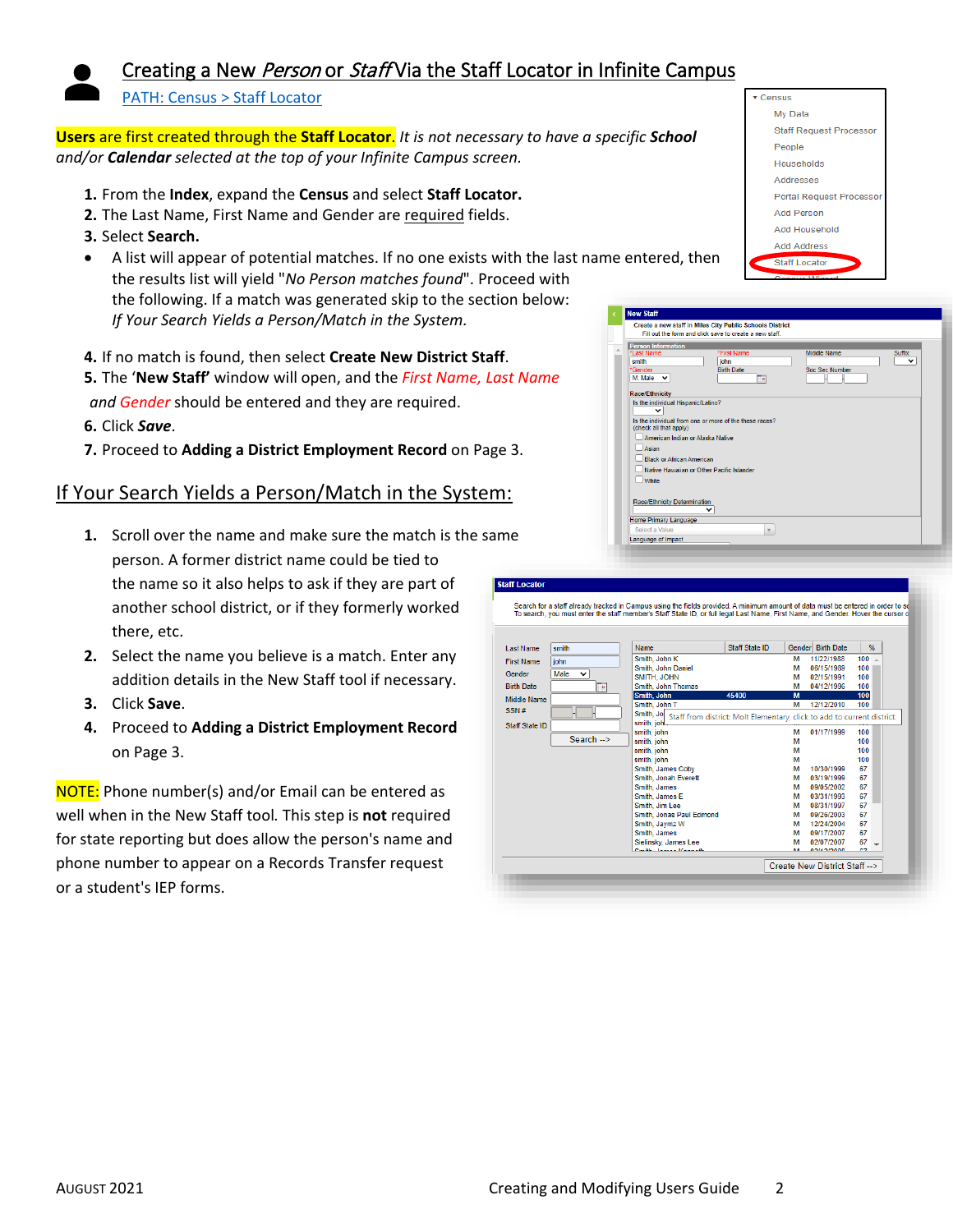# Creating a New *Person* or *Staff* Via the Staff Locator in Infinite Campus

PATH: Census > Staff Locator

**Users** are first created through the **Staff Locator**. *It is not necessary to have a specific **School** and/or **Calendar** selected at the top of your Infinite Campus screen.*

1. From the **Index**, expand the **Census** and select **Staff Locator.**
2. The Last Name, First Name and Gender are required fields.
3. Select **Search.**

- A list will appear of potential matches. If no one exists with the last name entered, then the results list will yield "*No Person matches found*". Proceed with the following. If a match was generated skip to the section below: *If Your Search Yields a Person/Match in the System.*

4. If no match is found, then select **Create New District Staff**.
5. The '**New Staff'** window will open, and the *First Name, Last Name and Gender* should be entered and they are required.
6. Click ***Save***.
7. Proceed to **Adding a District Employment Record** on Page 3.

## If Your Search Yields a Person/Match in the System:

1. Scroll over the name and make sure the match is the same person. A former district name could be tied to the name so it also helps to ask if they are part of another school district, or if they formerly worked there, etc.
2. Select the name you believe is a match. Enter any addition details in the New Staff tool if necessary.
3. Click **Save**.
4. Proceed to **Adding a District Employment Record** on Page 3.

NOTE: Phone number(s) and/or Email can be entered as well when in the New Staff tool. This step is **not** required for state reporting but does allow the person's name and phone number to appear on a Records Transfer request or a student's IEP forms.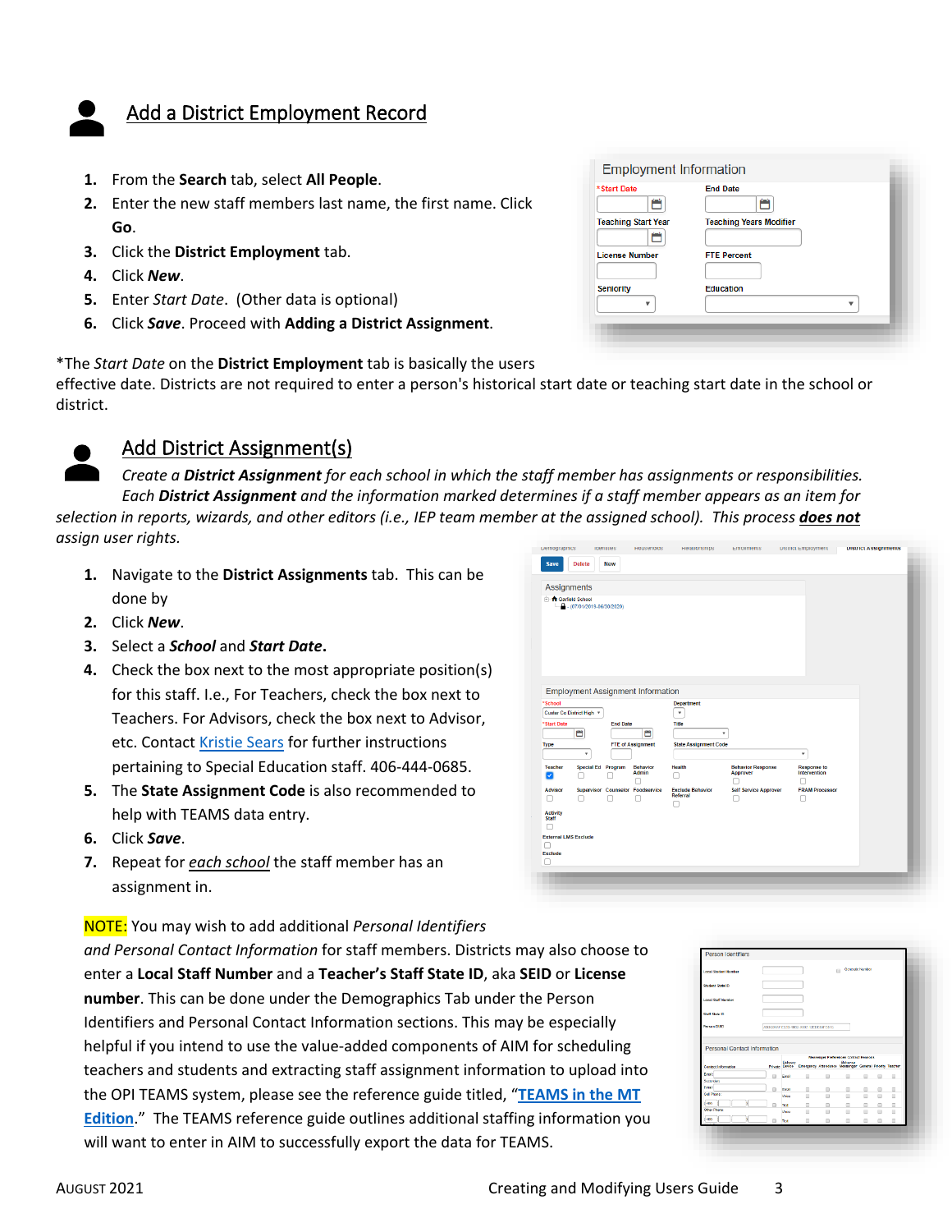## Add a District Employment Record

1. From the **Search** tab, select **All People**.
2. Enter the new staff members last name, the first name. Click **Go**.
3. Click the **District Employment** tab.
4. Click ***New***.
5. Enter *Start Date*. (Other data is optional)
6. Click ***Save***. Proceed with **Adding a District Assignment**.

*The *Start Date* on the **District Employment** tab is basically the users effective date. Districts are not required to enter a person's historical start date or teaching start date in the school or district.

## Add District Assignment(s)

*Create a **District Assignment** for each school in which the staff member has assignments or responsibilities. Each **District Assignment** and the information marked determines if a staff member appears as an item for selection in reports, wizards, and other editors (i.e., IEP team member at the assigned school). This process **does not** assign user rights.*

1. Navigate to the **District Assignments** tab. This can be done by
2. Click ***New***.
3. Select a ***School*** and ***Start Date***.
4. Check the box next to the most appropriate position(s) for this staff. I.e., For Teachers, check the box next to Teachers. For Advisors, check the box next to Advisor, etc. Contact Kristie Sears for further instructions pertaining to Special Education staff. 406-444-0685.
5. The **State Assignment Code** is also recommended to help with TEAMS data entry.
6. Click ***Save***.
7. Repeat for *each school* the staff member has an assignment in.

NOTE: You may wish to add additional *Personal Identifiers and Personal Contact Information* for staff members. Districts may also choose to enter a **Local Staff Number** and a **Teacher's Staff State ID**, aka **SEID** or **License number**. This can be done under the Demographics Tab under the Person Identifiers and Personal Contact Information sections. This may be especially helpful if you intend to use the value-added components of AIM for scheduling teachers and students and extracting staff assignment information to upload into the OPI TEAMS system, please see the reference guide titled, "TEAMS in the MT Edition." The TEAMS reference guide outlines additional staffing information you will want to enter in AIM to successfully export the data for TEAMS.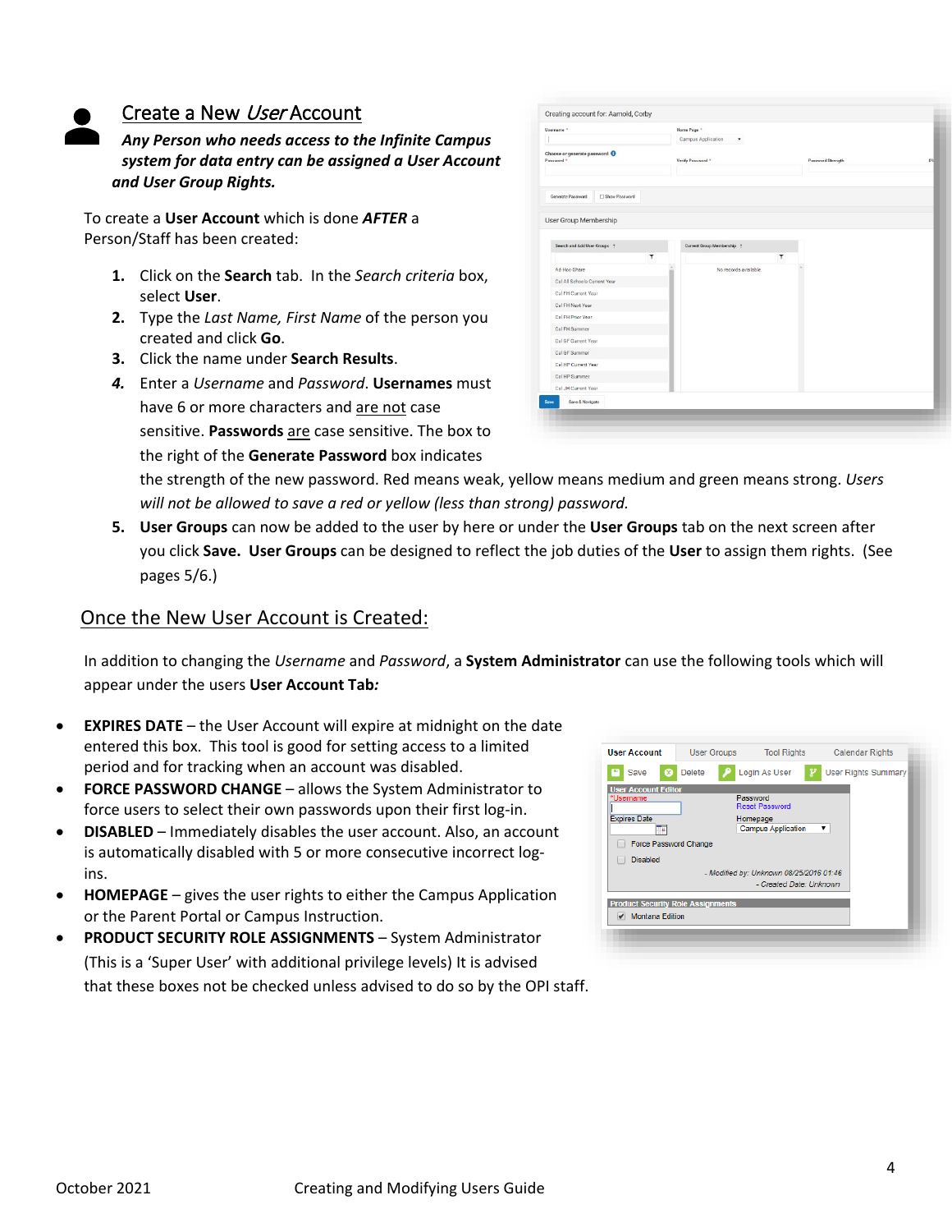## Create a New *User* Account

***Any Person who needs access to the Infinite Campus system for data entry can be assigned a User Account and User Group Rights.***

To create a **User Account** which is done ***AFTER*** a Person/Staff has been created:

1. Click on the **Search** tab. In the *Search criteria* box, select **User**.
2. Type the *Last Name, First Name* of the person you created and click **Go**.
3. Click the name under **Search Results**.
4. Enter a *Username* and *Password*. **Usernames** must have 6 or more characters and are not case sensitive. **Passwords** are case sensitive. The box to the right of the **Generate Password** box indicates the strength of the new password. Red means weak, yellow means medium and green means strong. *Users will not be allowed to save a red or yellow (less than strong) password.*
5. **User Groups** can now be added to the user by here or under the **User Groups** tab on the next screen after you click **Save. User Groups** can be designed to reflect the job duties of the **User** to assign them rights. (See pages 5/6.)

## Once the New User Account is Created:

In addition to changing the *Username* and *Password*, a **System Administrator** can use the following tools which will appear under the users **User Account Tab*:***

- **EXPIRES DATE** – the User Account will expire at midnight on the date entered this box. This tool is good for setting access to a limited period and for tracking when an account was disabled.
- **FORCE PASSWORD CHANGE** – allows the System Administrator to force users to select their own passwords upon their first log-in.
- **DISABLED** – Immediately disables the user account. Also, an account is automatically disabled with 5 or more consecutive incorrect log-ins.
- **HOMEPAGE** – gives the user rights to either the Campus Application or the Parent Portal or Campus Instruction.
- **PRODUCT SECURITY ROLE ASSIGNMENTS** – System Administrator (This is a 'Super User' with additional privilege levels) It is advised that these boxes not be checked unless advised to do so by the OPI staff.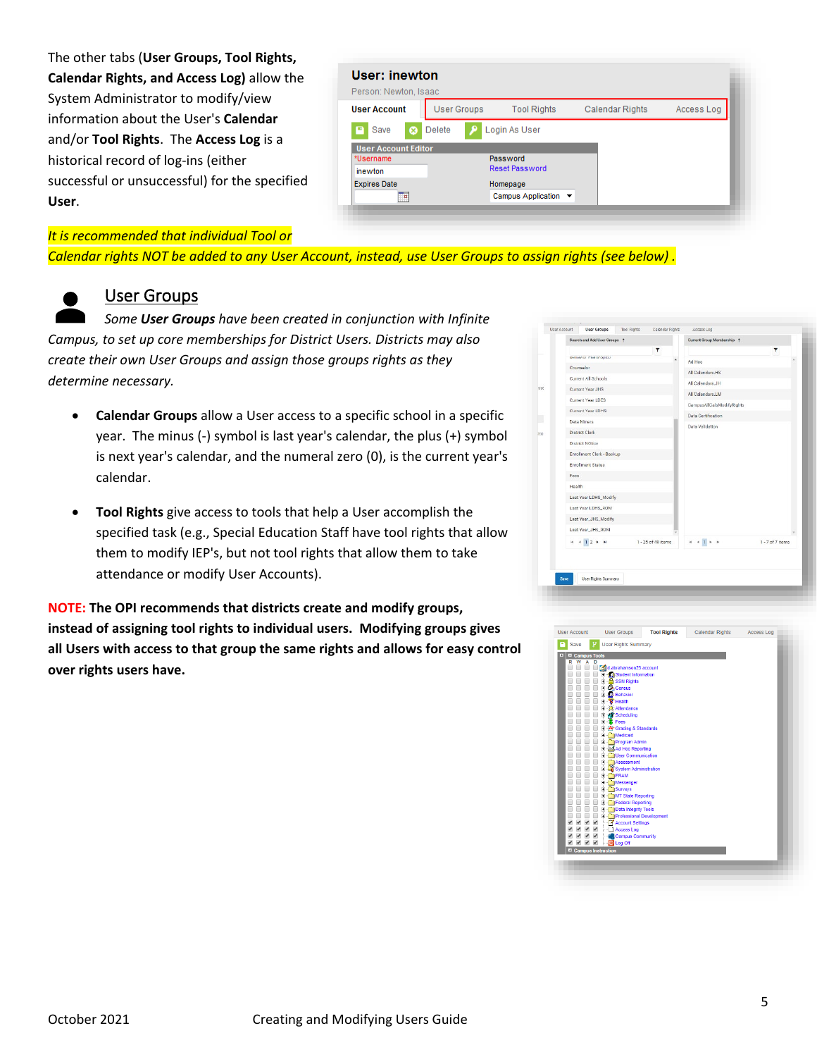The other tabs (**User Groups, Tool Rights, Calendar Rights, and Access Log)** allow the System Administrator to modify/view information about the User's **Calendar** and/or **Tool Rights**. The **Access Log** is a historical record of log-ins (either successful or unsuccessful) for the specified **User**.

*It is recommended that individual Tool or Calendar rights NOT be added to any User Account, instead, use User Groups to assign rights (see below) .*

## User Groups

*Some **User Groups** have been created in conjunction with Infinite Campus, to set up core memberships for District Users. Districts may also create their own User Groups and assign those groups rights as they determine necessary.*

- **Calendar Groups** allow a User access to a specific school in a specific year. The minus (-) symbol is last year's calendar, the plus (+) symbol is next year's calendar, and the numeral zero (0), is the current year's calendar.

- **Tool Rights** give access to tools that help a User accomplish the specified task (e.g., Special Education Staff have tool rights that allow them to modify IEP's, but not tool rights that allow them to take attendance or modify User Accounts).

**NOTE: The OPI recommends that districts create and modify groups, instead of assigning tool rights to individual users. Modifying groups gives all Users with access to that group the same rights and allows for easy control over rights users have.**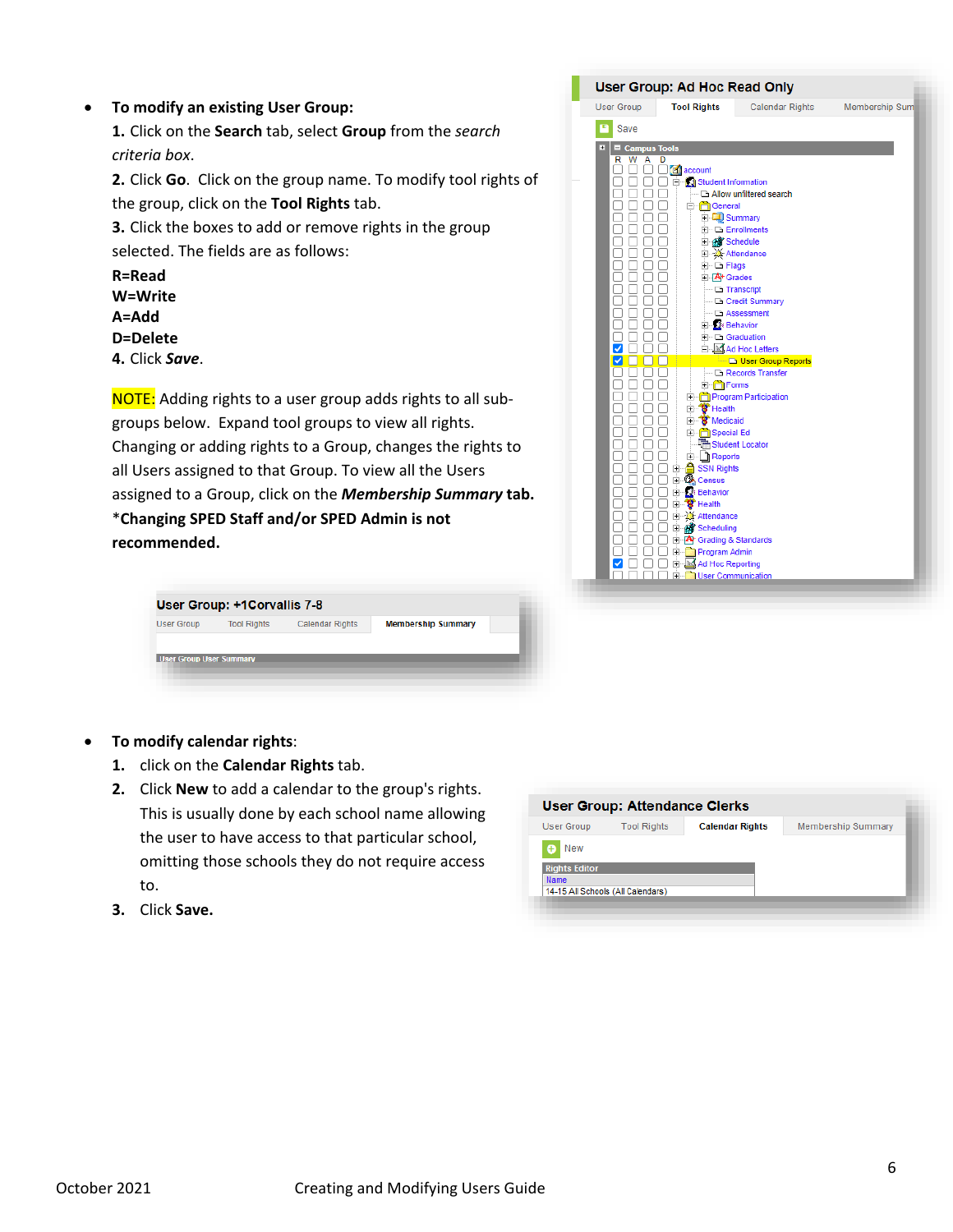- **To modify an existing User Group:**

  **1.** Click on the **Search** tab, select **Group** from the *search criteria box.*

  **2.** Click **Go**. Click on the group name. To modify tool rights of the group, click on the **Tool Rights** tab.

  **3.** Click the boxes to add or remove rights in the group selected. The fields are as follows:

  **R=Read**
  **W=Write**
  **A=Add**
  **D=Delete**

  **4.** Click ***Save***.

  NOTE: Adding rights to a user group adds rights to all sub-groups below. Expand tool groups to view all rights. Changing or adding rights to a Group, changes the rights to all Users assigned to that Group. To view all the Users assigned to a Group, click on the ***Membership Summary*** **tab.**
  **\*Changing SPED Staff and/or SPED Admin is not recommended.**

- **To modify calendar rights**:
  1. click on the **Calendar Rights** tab.
  2. Click **New** to add a calendar to the group's rights. This is usually done by each school name allowing the user to have access to that particular school, omitting those schools they do not require access to.
  3. Click **Save.**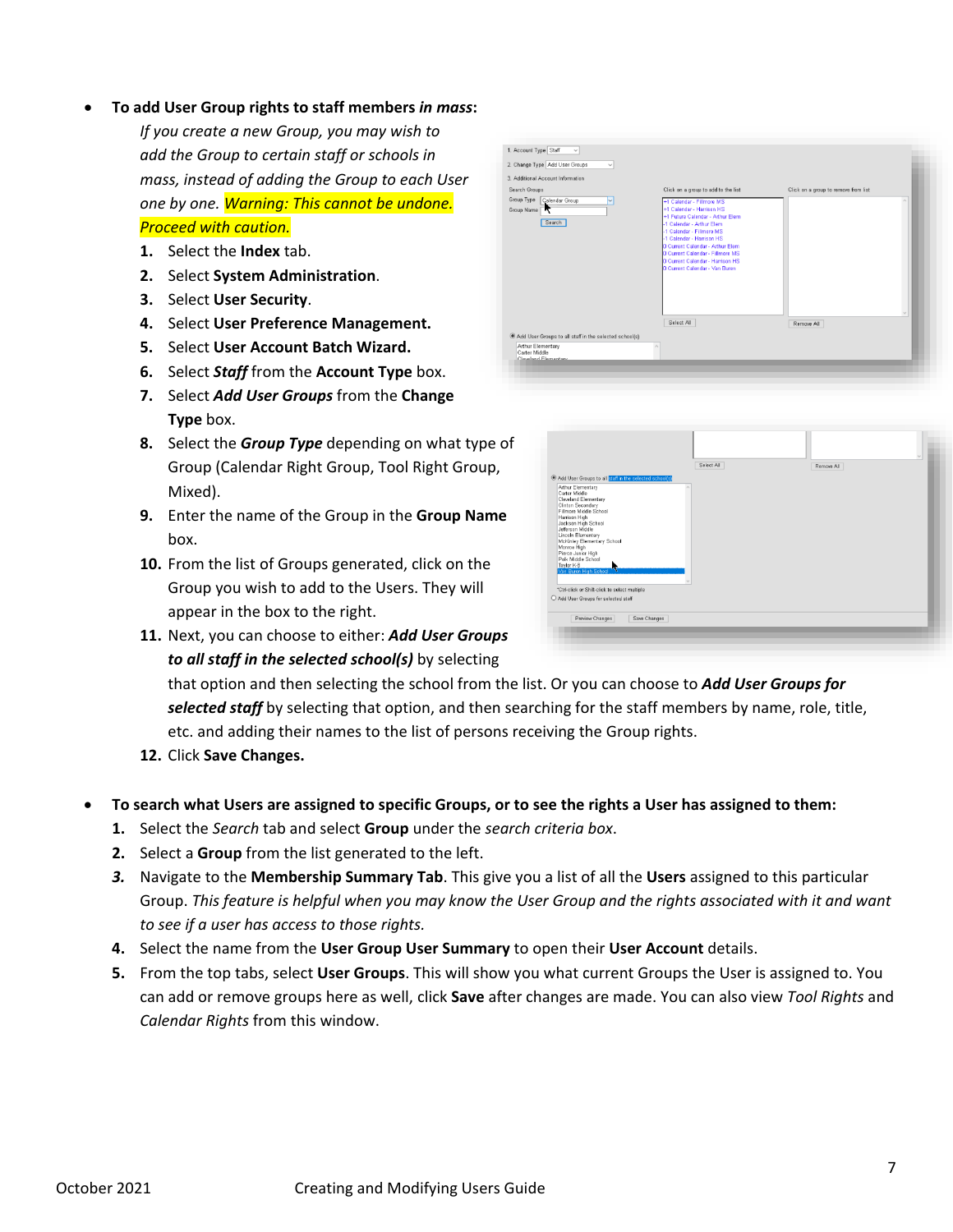- **To add User Group rights to staff members *in mass*:**

  *If you create a new Group, you may wish to add the Group to certain staff or schools in mass, instead of adding the Group to each User one by one. Warning: This cannot be undone. Proceed with caution.*

  1. Select the **Index** tab.
  2. Select **System Administration**.
  3. Select **User Security**.
  4. Select **User Preference Management.**
  5. Select **User Account Batch Wizard.**
  6. Select ***Staff*** from the **Account Type** box.
  7. Select ***Add User Groups*** from the **Change Type** box.
  8. Select the ***Group Type*** depending on what type of Group (Calendar Right Group, Tool Right Group, Mixed).
  9. Enter the name of the Group in the **Group Name** box.
  10. From the list of Groups generated, click on the Group you wish to add to the Users. They will appear in the box to the right.
  11. Next, you can choose to either: ***Add User Groups to all staff in the selected school(s)*** by selecting that option and then selecting the school from the list. Or you can choose to ***Add User Groups for selected staff*** by selecting that option, and then searching for the staff members by name, role, title, etc. and adding their names to the list of persons receiving the Group rights.
  12. Click **Save Changes.**

- **To search what Users are assigned to specific Groups, or to see the rights a User has assigned to them:**
  1. Select the *Search* tab and select **Group** under the *search criteria box*.
  2. Select a **Group** from the list generated to the left.
  3. Navigate to the **Membership Summary Tab**. This give you a list of all the **Users** assigned to this particular Group. *This feature is helpful when you may know the User Group and the rights associated with it and want to see if a user has access to those rights.*
  4. Select the name from the **User Group User Summary** to open their **User Account** details.
  5. From the top tabs, select **User Groups**. This will show you what current Groups the User is assigned to. You can add or remove groups here as well, click **Save** after changes are made. You can also view *Tool Rights* and *Calendar Rights* from this window.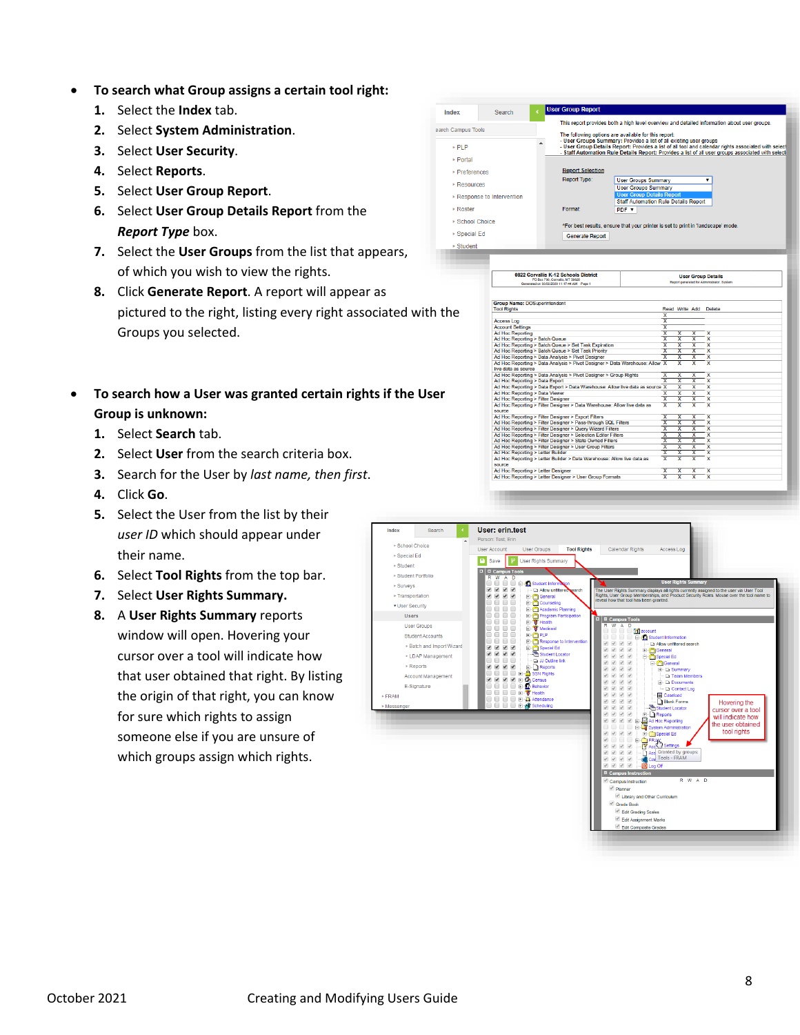- **To search what Group assigns a certain tool right:**
  1. Select the **Index** tab.
  2. Select **System Administration**.
  3. Select **User Security**.
  4. Select **Reports**.
  5. Select **User Group Report**.
  6. Select **User Group Details Report** from the ***Report Type*** box.
  7. Select the **User Groups** from the list that appears, of which you wish to view the rights.
  8. Click **Generate Report**. A report will appear as pictured to the right, listing every right associated with the Groups you selected.

- **To search how a User was granted certain rights if the User Group is unknown:**
  1. Select **Search** tab.
  2. Select **User** from the search criteria box.
  3. Search for the User by *last name, then first*.
  4. Click **Go**.
  5. Select the User from the list by their *user ID* which should appear under their name.
  6. Select **Tool Rights** from the top bar.
  7. Select **User Rights Summary.**
  8. A **User Rights Summary** reports window will open. Hovering your cursor over a tool will indicate how that user obtained that right. By listing the origin of that right, you can know for sure which rights to assign someone else if you are unsure of which groups assign which rights.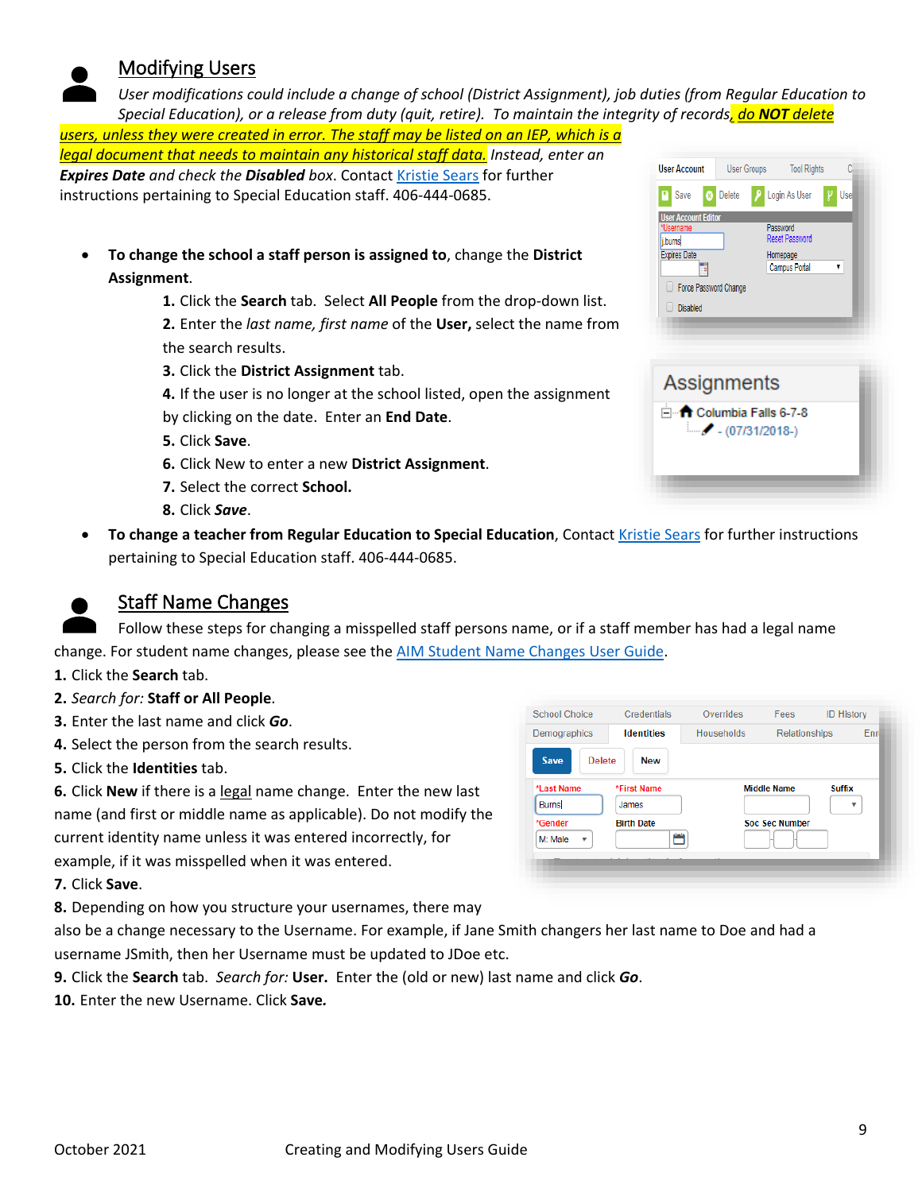## Modifying Users

*User modifications could include a change of school (District Assignment), job duties (from Regular Education to Special Education), or a release from duty (quit, retire). To maintain the integrity of records, do **NOT** delete users, unless they were created in error. The staff may be listed on an IEP, which is a legal document that needs to maintain any historical staff data. Instead, enter an* ***Expires Date*** *and check the* ***Disabled*** *box.* Contact Kristie Sears for further instructions pertaining to Special Education staff. 406-444-0685.

- **To change the school a staff person is assigned to**, change the **District Assignment**.
  1. Click the **Search** tab. Select **All People** from the drop-down list.
  2. Enter the *last name, first name* of the **User,** select the name from the search results.
  3. Click the **District Assignment** tab.
  4. If the user is no longer at the school listed, open the assignment by clicking on the date. Enter an **End Date**.
  5. Click **Save**.
  6. Click New to enter a new **District Assignment**.
  7. Select the correct **School.**
  8. Click ***Save***.
- **To change a teacher from Regular Education to Special Education**, Contact Kristie Sears for further instructions pertaining to Special Education staff. 406-444-0685.

## Staff Name Changes

Follow these steps for changing a misspelled staff persons name, or if a staff member has had a legal name change. For student name changes, please see the AIM Student Name Changes User Guide.

1. Click the **Search** tab.
2. *Search for:* **Staff or All People**.
3. Enter the last name and click ***Go***.
4. Select the person from the search results.
5. Click the **Identities** tab.
6. Click **New** if there is a legal name change. Enter the new last name (and first or middle name as applicable). Do not modify the current identity name unless it was entered incorrectly, for example, if it was misspelled when it was entered.
7. Click **Save**.
8. Depending on how you structure your usernames, there may also be a change necessary to the Username. For example, if Jane Smith changers her last name to Doe and had a username JSmith, then her Username must be updated to JDoe etc.
9. Click the **Search** tab. *Search for:* **User.** Enter the (old or new) last name and click ***Go***.
10. Enter the new Username. Click **Save.**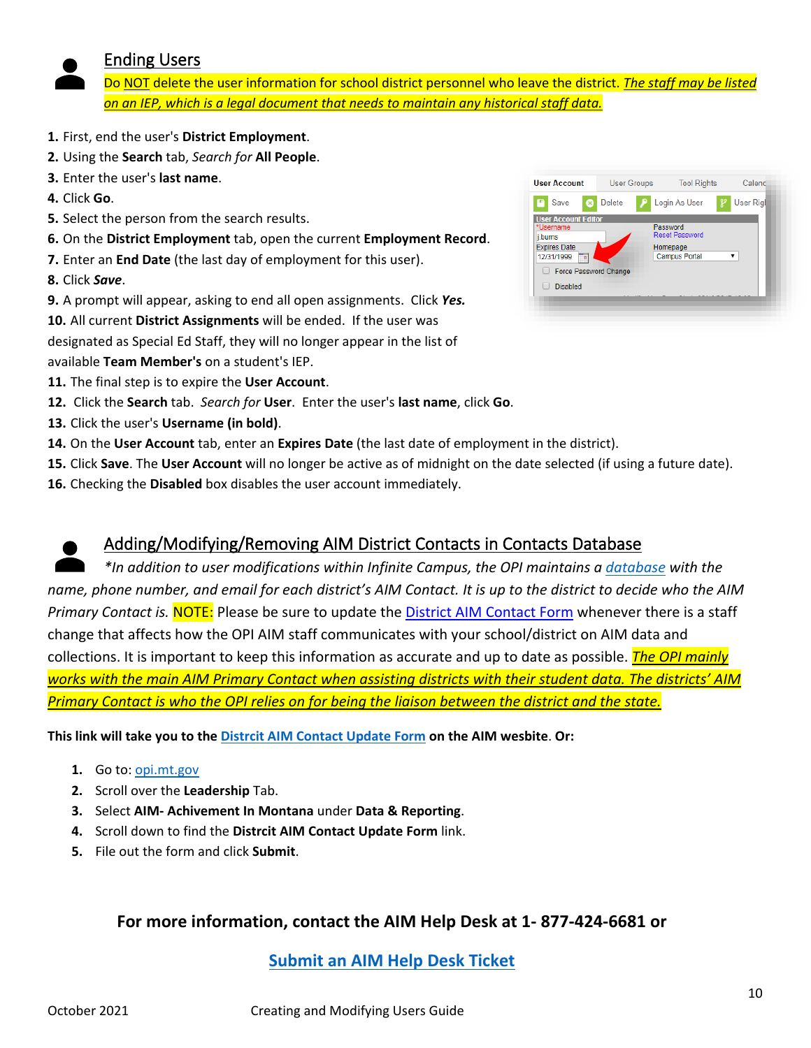## Ending Users

Do NOT delete the user information for school district personnel who leave the district. *The staff may be listed on an IEP, which is a legal document that needs to maintain any historical staff data.*

**1.** First, end the user's **District Employment**.
**2.** Using the **Search** tab, *Search for* **All People**.
**3.** Enter the user's **last name**.
**4.** Click **Go**.
**5.** Select the person from the search results.
**6.** On the **District Employment** tab, open the current **Employment Record**.
**7.** Enter an **End Date** (the last day of employment for this user).
**8.** Click ***Save***.
**9.** A prompt will appear, asking to end all open assignments. Click ***Yes.***
**10.** All current **District Assignments** will be ended. If the user was designated as Special Ed Staff, they will no longer appear in the list of available **Team Member's** on a student's IEP.
**11.** The final step is to expire the **User Account**.
**12.** Click the **Search** tab. *Search for* **User**. Enter the user's **last name**, click **Go**.
**13.** Click the user's **Username (in bold)**.
**14.** On the **User Account** tab, enter an **Expires Date** (the last date of employment in the district).
**15.** Click **Save**. The **User Account** will no longer be active as of midnight on the date selected (if using a future date).
**16.** Checking the **Disabled** box disables the user account immediately.

## Adding/Modifying/Removing AIM District Contacts in Contacts Database

*\*In addition to user modifications within Infinite Campus, the OPI maintains a database with the name, phone number, and email for each district's AIM Contact. It is up to the district to decide who the AIM Primary Contact is.* NOTE: Please be sure to update the District AIM Contact Form whenever there is a staff change that affects how the OPI AIM staff communicates with your school/district on AIM data and collections. It is important to keep this information as accurate and up to date as possible. *The OPI mainly works with the main AIM Primary Contact when assisting districts with their student data. The districts' AIM Primary Contact is who the OPI relies on for being the liaison between the district and the state.*

**This link will take you to the Distrcit AIM Contact Update Form on the AIM wesbite. Or:**

1. Go to: opi.mt.gov
2. Scroll over the **Leadership** Tab.
3. Select **AIM- Achivement In Montana** under **Data & Reporting**.
4. Scroll down to find the **Distrcit AIM Contact Update Form** link.
5. File out the form and click **Submit**.

**For more information, contact the AIM Help Desk at 1- 877-424-6681 or**

**Submit an AIM Help Desk Ticket**

October 2021 Creating and Modifying Users Guide